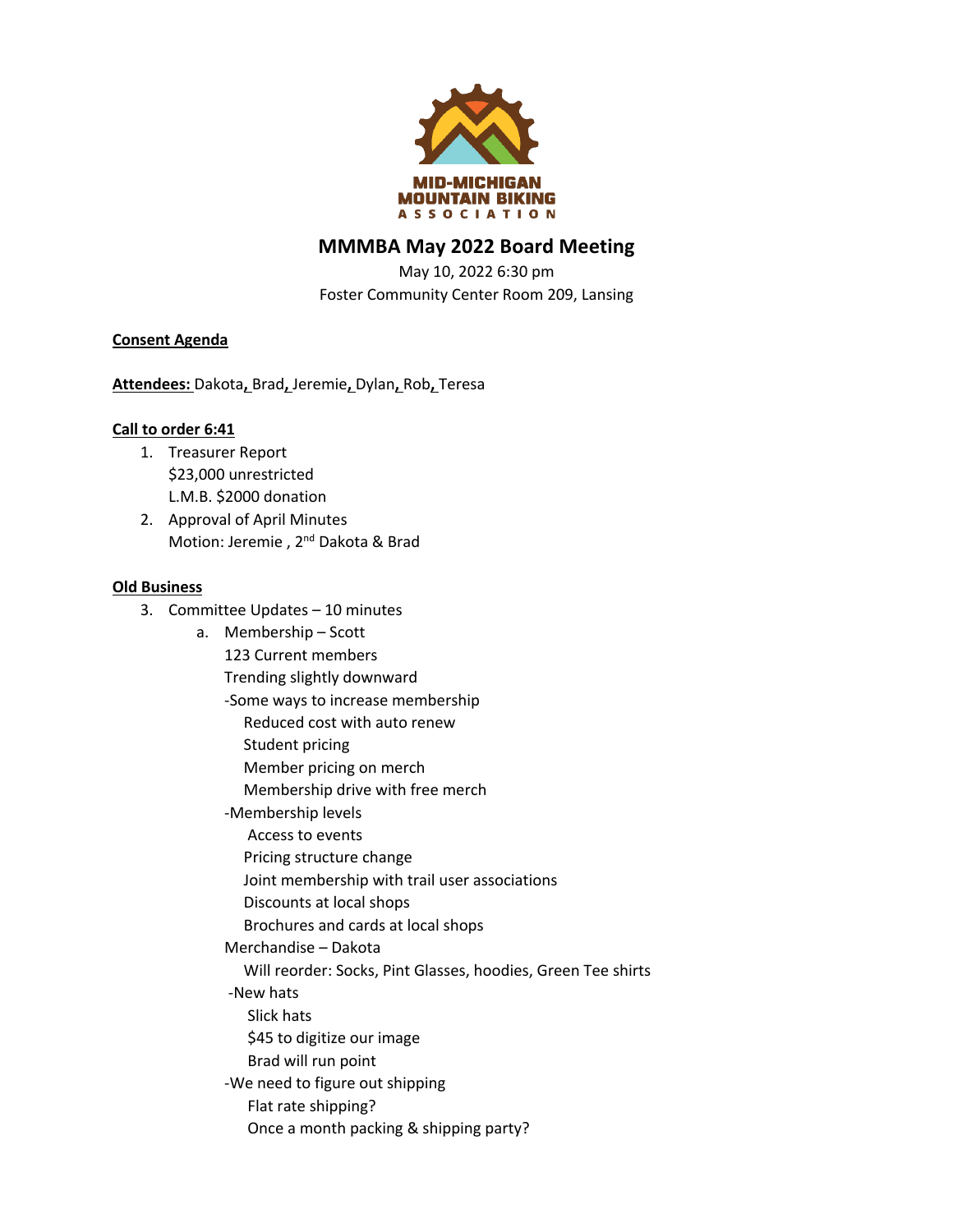MID-MICHIGAN MOUNTAIN BIKING ASSOCIATION

# MMMBA May 2022 Board Meeting

May 10, 2022 6:30 pm
Foster Community Center Room 209, Lansing

**Consent Agenda**

**Attendees:** Dakota, Brad, Jeremie, Dylan, Rob, Teresa

**Call to order 6:41**

1. Treasurer Report
   $23,000 unrestricted
   L.M.B. $2000 donation
2. Approval of April Minutes
   Motion: Jeremie , 2nd Dakota & Brad

**Old Business**

3. Committee Updates – 10 minutes
   a. Membership – Scott
      123 Current members
      Trending slightly downward
      -Some ways to increase membership
         Reduced cost with auto renew
         Student pricing
         Member pricing on merch
         Membership drive with free merch
      -Membership levels
         Access to events
         Pricing structure change
         Joint membership with trail user associations
         Discounts at local shops
         Brochures and cards at local shops
      Merchandise – Dakota
         Will reorder: Socks, Pint Glasses, hoodies, Green Tee shirts
      -New hats
         Slick hats
         $45 to digitize our image
         Brad will run point
      -We need to figure out shipping
         Flat rate shipping?
         Once a month packing & shipping party?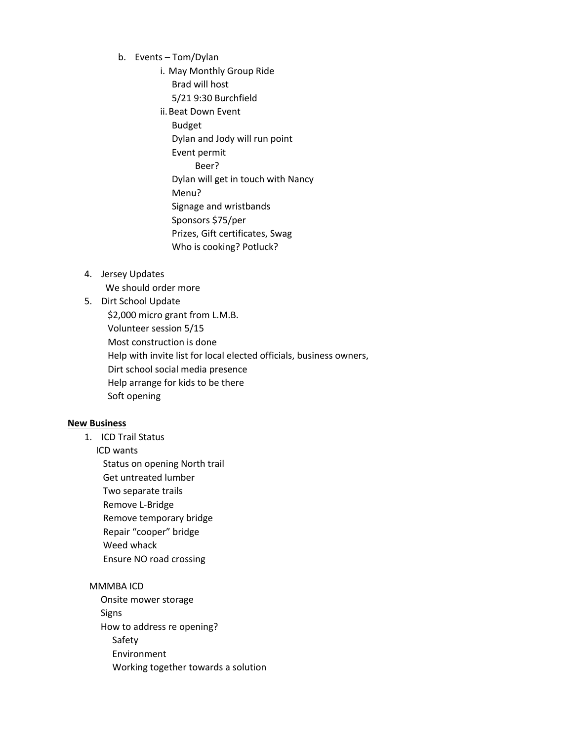b. Events – Tom/Dylan
   i. May Monthly Group Ride
      Brad will host
      5/21 9:30 Burchfield
   ii. Beat Down Event
      Budget
      Dylan and Jody will run point
      Event permit
         Beer?
      Dylan will get in touch with Nancy
      Menu?
      Signage and wristbands
      Sponsors $75/per
      Prizes, Gift certificates, Swag
      Who is cooking? Potluck?

4. Jersey Updates
   We should order more
5. Dirt School Update
   $2,000 micro grant from L.M.B.
   Volunteer session 5/15
   Most construction is done
   Help with invite list for local elected officials, business owners,
   Dirt school social media presence
   Help arrange for kids to be there
   Soft opening

**<u>New Business</u>**

1. ICD Trail Status
   ICD wants
      Status on opening North trail
      Get untreated lumber
      Two separate trails
      Remove L-Bridge
      Remove temporary bridge
      Repair "cooper" bridge
      Weed whack
      Ensure NO road crossing

   MMMBA ICD
      Onsite mower storage
      Signs
      How to address re opening?
         Safety
         Environment
         Working together towards a solution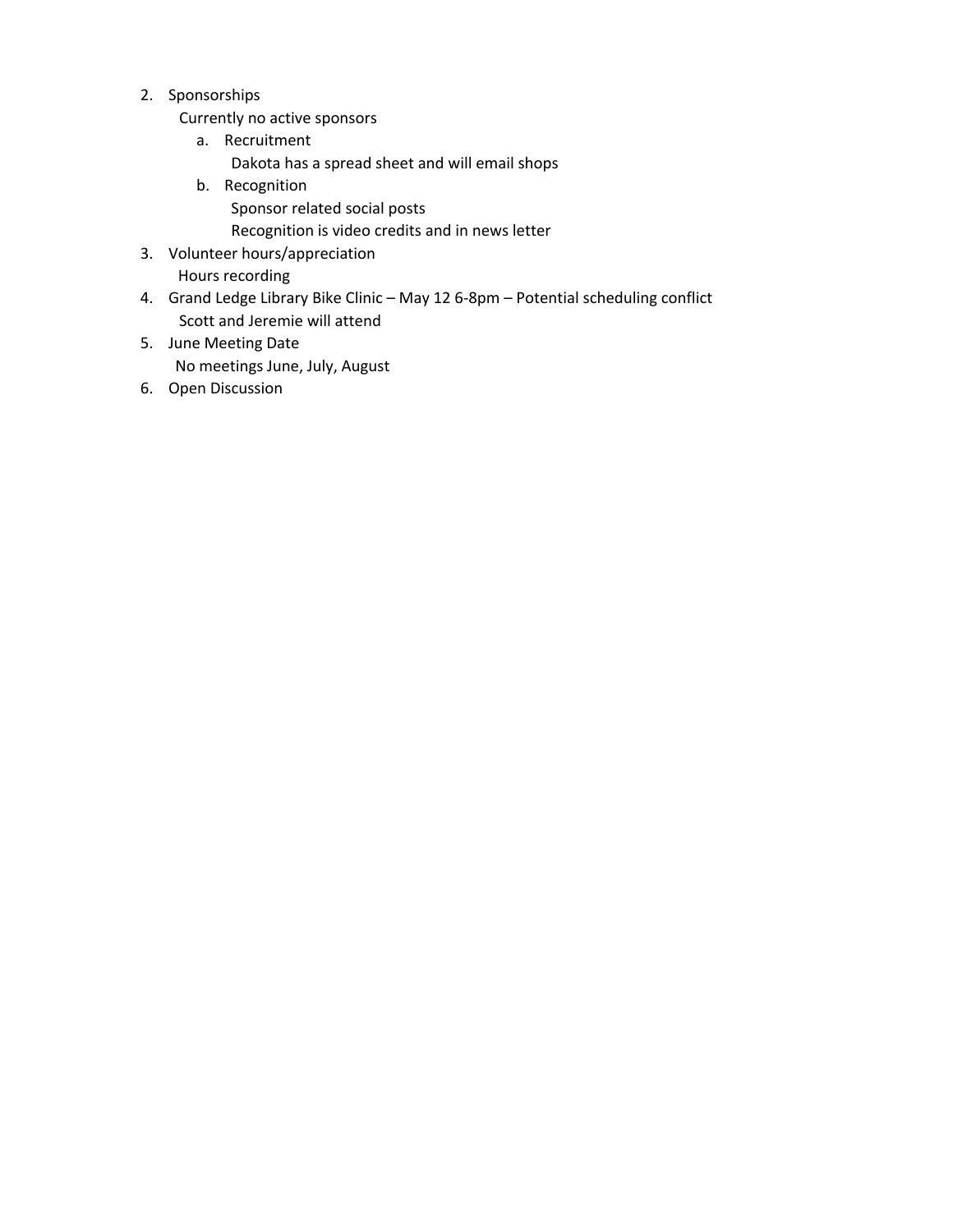2. Sponsorships

   Currently no active sponsors

   a. Recruitment

      Dakota has a spread sheet and will email shops

   b. Recognition

      Sponsor related social posts

      Recognition is video credits and in news letter

3. Volunteer hours/appreciation

   Hours recording

4. Grand Ledge Library Bike Clinic – May 12 6-8pm – Potential scheduling conflict

   Scott and Jeremie will attend

5. June Meeting Date

   No meetings June, July, August

6. Open Discussion